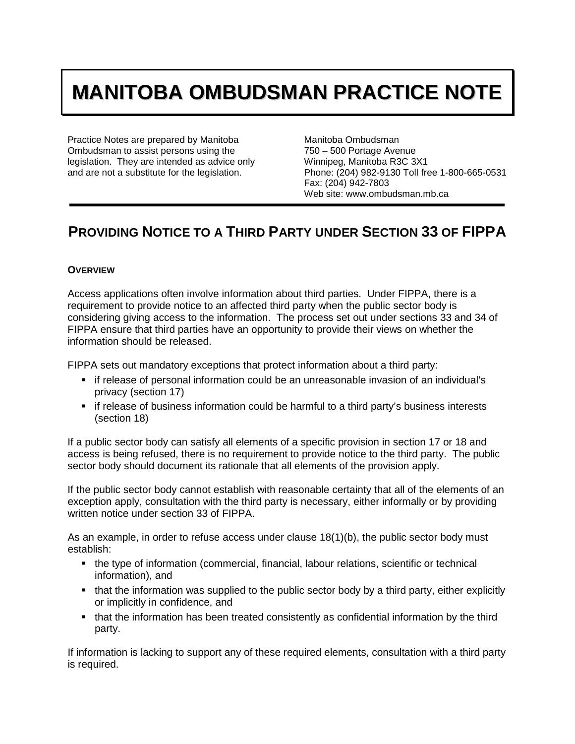# MANITOBA OMBUDSMAN PRACTICE NOTE

Practice Notes are prepared by Manitoba Ombudsman to assist persons using the legislation. They are intended as advice only and are not a substitute for the legislation.

Manitoba Ombudsman
750 – 500 Portage Avenue
Winnipeg, Manitoba R3C 3X1
Phone: (204) 982-9130 Toll free 1-800-665-0531
Fax: (204) 942-7803
Web site: www.ombudsman.mb.ca

## PROVIDING NOTICE TO A THIRD PARTY UNDER SECTION 33 OF FIPPA

### OVERVIEW

Access applications often involve information about third parties. Under FIPPA, there is a requirement to provide notice to an affected third party when the public sector body is considering giving access to the information. The process set out under sections 33 and 34 of FIPPA ensure that third parties have an opportunity to provide their views on whether the information should be released.

FIPPA sets out mandatory exceptions that protect information about a third party:

- if release of personal information could be an unreasonable invasion of an individual's privacy (section 17)
- if release of business information could be harmful to a third party's business interests (section 18)

If a public sector body can satisfy all elements of a specific provision in section 17 or 18 and access is being refused, there is no requirement to provide notice to the third party. The public sector body should document its rationale that all elements of the provision apply.

If the public sector body cannot establish with reasonable certainty that all of the elements of an exception apply, consultation with the third party is necessary, either informally or by providing written notice under section 33 of FIPPA.

As an example, in order to refuse access under clause 18(1)(b), the public sector body must establish:

- the type of information (commercial, financial, labour relations, scientific or technical information), and
- that the information was supplied to the public sector body by a third party, either explicitly or implicitly in confidence, and
- that the information has been treated consistently as confidential information by the third party.

If information is lacking to support any of these required elements, consultation with a third party is required.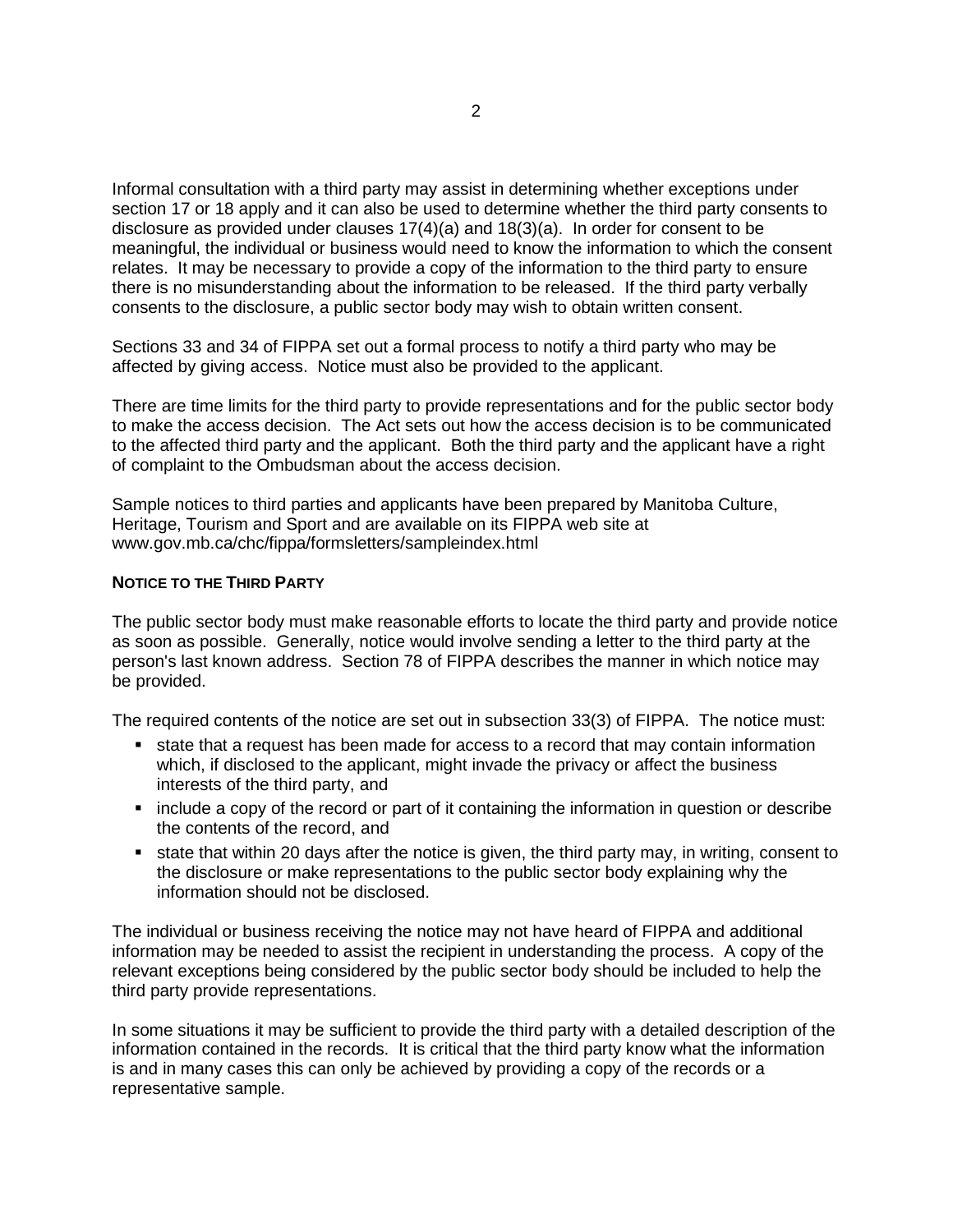Informal consultation with a third party may assist in determining whether exceptions under section 17 or 18 apply and it can also be used to determine whether the third party consents to disclosure as provided under clauses 17(4)(a) and 18(3)(a). In order for consent to be meaningful, the individual or business would need to know the information to which the consent relates. It may be necessary to provide a copy of the information to the third party to ensure there is no misunderstanding about the information to be released. If the third party verbally consents to the disclosure, a public sector body may wish to obtain written consent.

Sections 33 and 34 of FIPPA set out a formal process to notify a third party who may be affected by giving access. Notice must also be provided to the applicant.

There are time limits for the third party to provide representations and for the public sector body to make the access decision. The Act sets out how the access decision is to be communicated to the affected third party and the applicant. Both the third party and the applicant have a right of complaint to the Ombudsman about the access decision.

Sample notices to third parties and applicants have been prepared by Manitoba Culture, Heritage, Tourism and Sport and are available on its FIPPA web site at www.gov.mb.ca/chc/fippa/formsletters/sampleindex.html

**NOTICE TO THE THIRD PARTY**

The public sector body must make reasonable efforts to locate the third party and provide notice as soon as possible. Generally, notice would involve sending a letter to the third party at the person's last known address. Section 78 of FIPPA describes the manner in which notice may be provided.

The required contents of the notice are set out in subsection 33(3) of FIPPA. The notice must:

- state that a request has been made for access to a record that may contain information which, if disclosed to the applicant, might invade the privacy or affect the business interests of the third party, and
- include a copy of the record or part of it containing the information in question or describe the contents of the record, and
- state that within 20 days after the notice is given, the third party may, in writing, consent to the disclosure or make representations to the public sector body explaining why the information should not be disclosed.

The individual or business receiving the notice may not have heard of FIPPA and additional information may be needed to assist the recipient in understanding the process. A copy of the relevant exceptions being considered by the public sector body should be included to help the third party provide representations.

In some situations it may be sufficient to provide the third party with a detailed description of the information contained in the records. It is critical that the third party know what the information is and in many cases this can only be achieved by providing a copy of the records or a representative sample.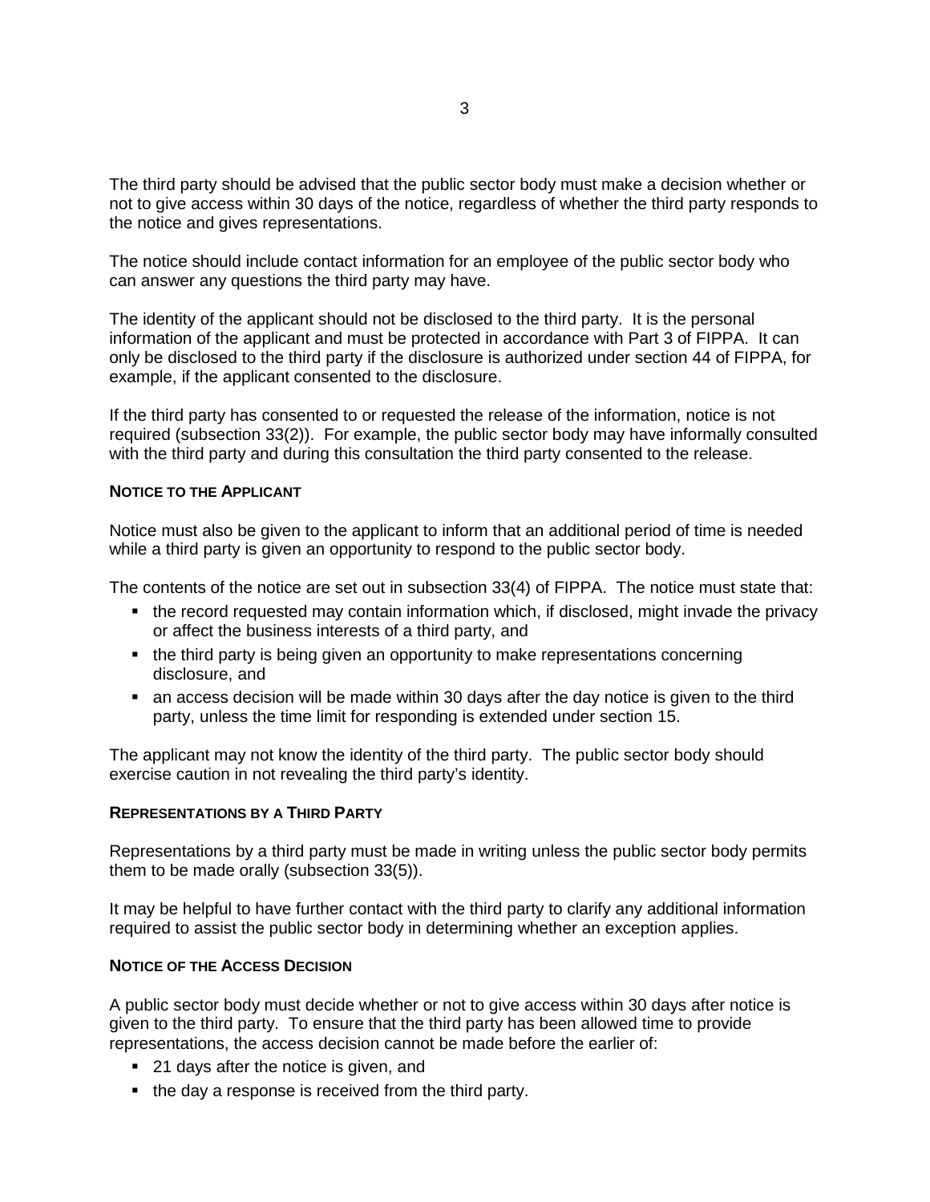The third party should be advised that the public sector body must make a decision whether or not to give access within 30 days of the notice, regardless of whether the third party responds to the notice and gives representations.

The notice should include contact information for an employee of the public sector body who can answer any questions the third party may have.

The identity of the applicant should not be disclosed to the third party. It is the personal information of the applicant and must be protected in accordance with Part 3 of FIPPA. It can only be disclosed to the third party if the disclosure is authorized under section 44 of FIPPA, for example, if the applicant consented to the disclosure.

If the third party has consented to or requested the release of the information, notice is not required (subsection 33(2)). For example, the public sector body may have informally consulted with the third party and during this consultation the third party consented to the release.

### NOTICE TO THE APPLICANT

Notice must also be given to the applicant to inform that an additional period of time is needed while a third party is given an opportunity to respond to the public sector body.

The contents of the notice are set out in subsection 33(4) of FIPPA. The notice must state that:

- the record requested may contain information which, if disclosed, might invade the privacy or affect the business interests of a third party, and
- the third party is being given an opportunity to make representations concerning disclosure, and
- an access decision will be made within 30 days after the day notice is given to the third party, unless the time limit for responding is extended under section 15.

The applicant may not know the identity of the third party. The public sector body should exercise caution in not revealing the third party's identity.

### REPRESENTATIONS BY A THIRD PARTY

Representations by a third party must be made in writing unless the public sector body permits them to be made orally (subsection 33(5)).

It may be helpful to have further contact with the third party to clarify any additional information required to assist the public sector body in determining whether an exception applies.

### NOTICE OF THE ACCESS DECISION

A public sector body must decide whether or not to give access within 30 days after notice is given to the third party. To ensure that the third party has been allowed time to provide representations, the access decision cannot be made before the earlier of:

- 21 days after the notice is given, and
- the day a response is received from the third party.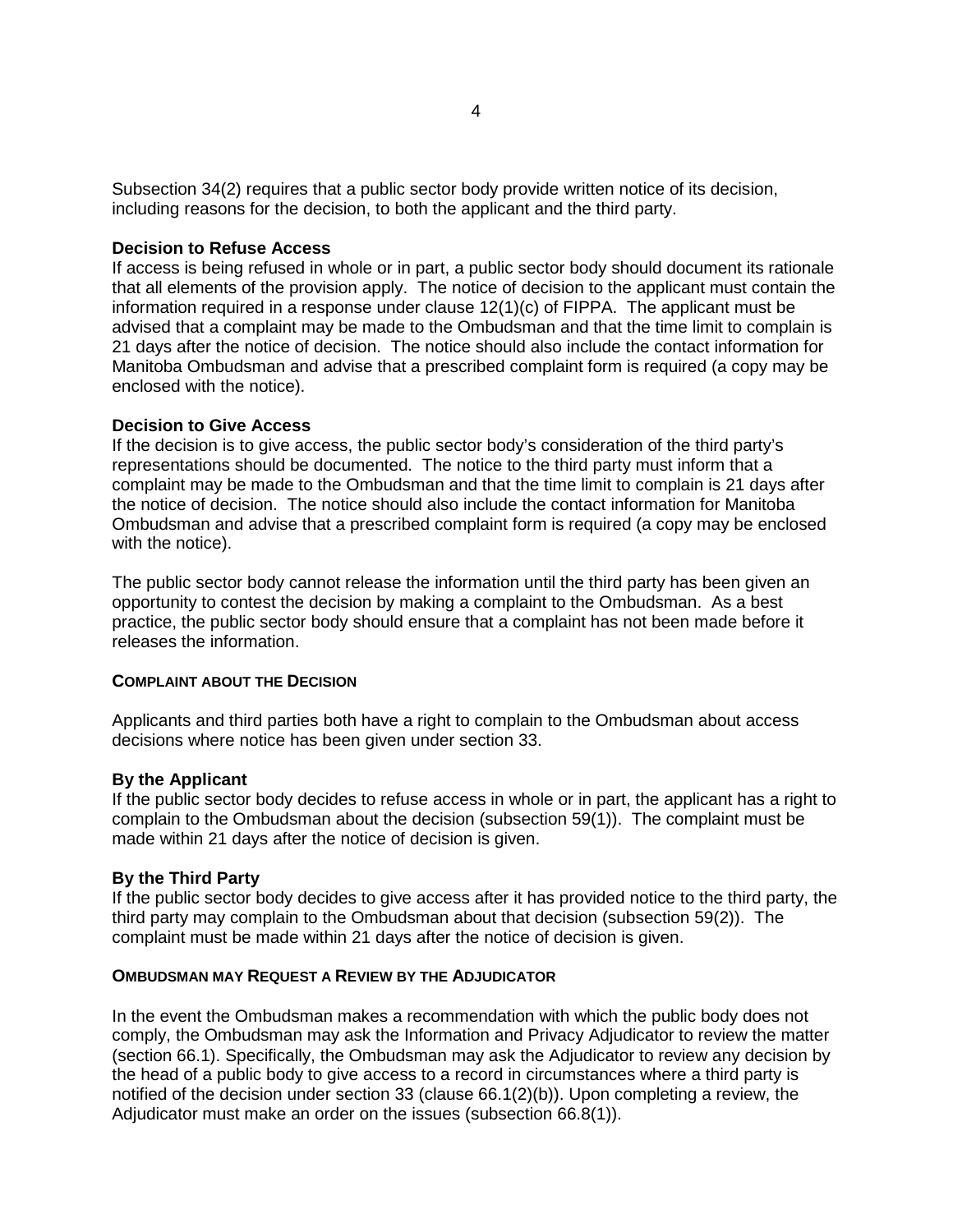Subsection 34(2) requires that a public sector body provide written notice of its decision, including reasons for the decision, to both the applicant and the third party.

**Decision to Refuse Access**

If access is being refused in whole or in part, a public sector body should document its rationale that all elements of the provision apply. The notice of decision to the applicant must contain the information required in a response under clause 12(1)(c) of FIPPA. The applicant must be advised that a complaint may be made to the Ombudsman and that the time limit to complain is 21 days after the notice of decision. The notice should also include the contact information for Manitoba Ombudsman and advise that a prescribed complaint form is required (a copy may be enclosed with the notice).

**Decision to Give Access**

If the decision is to give access, the public sector body's consideration of the third party's representations should be documented. The notice to the third party must inform that a complaint may be made to the Ombudsman and that the time limit to complain is 21 days after the notice of decision. The notice should also include the contact information for Manitoba Ombudsman and advise that a prescribed complaint form is required (a copy may be enclosed with the notice).

The public sector body cannot release the information until the third party has been given an opportunity to contest the decision by making a complaint to the Ombudsman. As a best practice, the public sector body should ensure that a complaint has not been made before it releases the information.

## COMPLAINT ABOUT THE DECISION

Applicants and third parties both have a right to complain to the Ombudsman about access decisions where notice has been given under section 33.

**By the Applicant**

If the public sector body decides to refuse access in whole or in part, the applicant has a right to complain to the Ombudsman about the decision (subsection 59(1)). The complaint must be made within 21 days after the notice of decision is given.

**By the Third Party**

If the public sector body decides to give access after it has provided notice to the third party, the third party may complain to the Ombudsman about that decision (subsection 59(2)). The complaint must be made within 21 days after the notice of decision is given.

## OMBUDSMAN MAY REQUEST A REVIEW BY THE ADJUDICATOR

In the event the Ombudsman makes a recommendation with which the public body does not comply, the Ombudsman may ask the Information and Privacy Adjudicator to review the matter (section 66.1). Specifically, the Ombudsman may ask the Adjudicator to review any decision by the head of a public body to give access to a record in circumstances where a third party is notified of the decision under section 33 (clause 66.1(2)(b)). Upon completing a review, the Adjudicator must make an order on the issues (subsection 66.8(1)).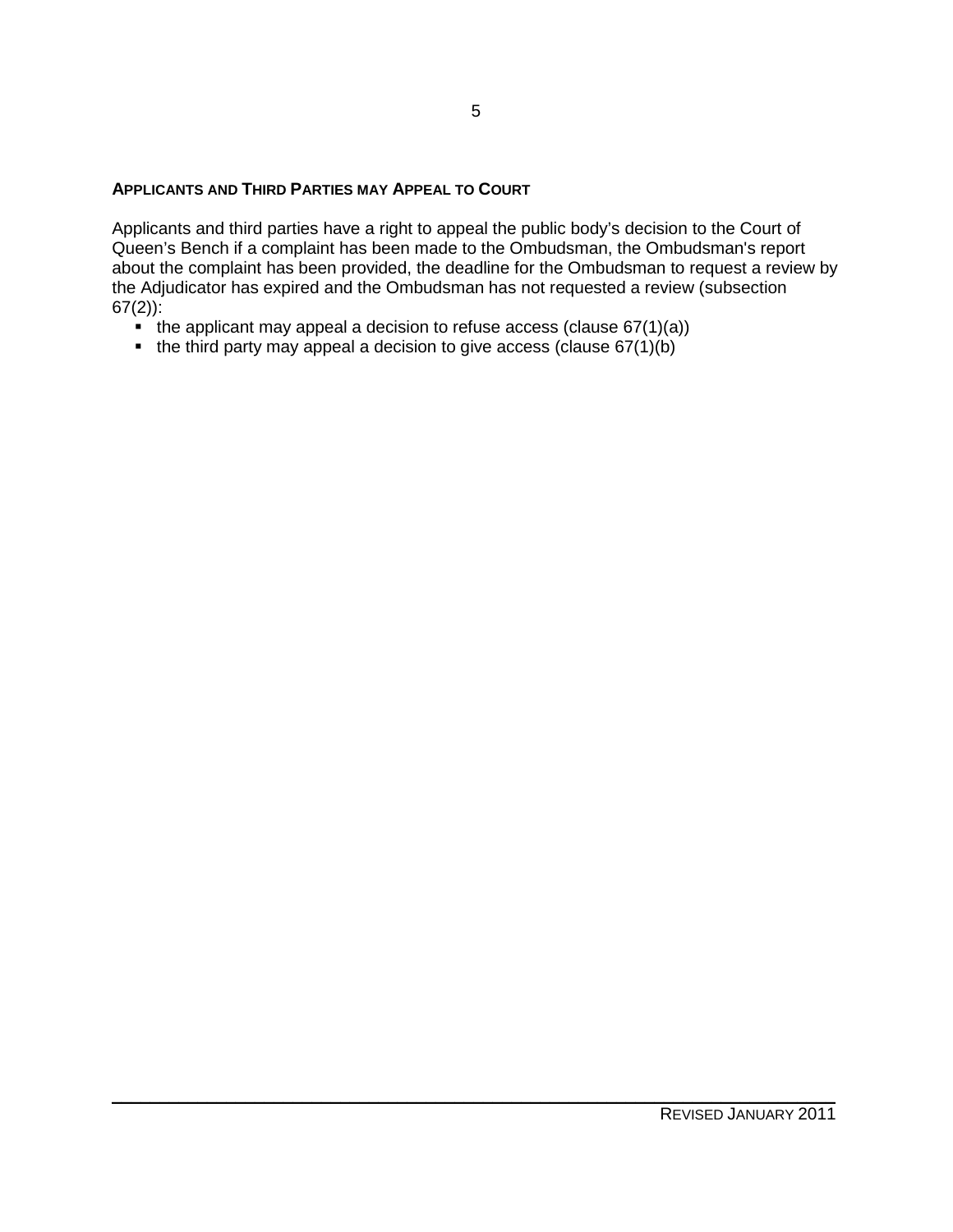**APPLICANTS AND THIRD PARTIES MAY APPEAL TO COURT**

Applicants and third parties have a right to appeal the public body's decision to the Court of Queen's Bench if a complaint has been made to the Ombudsman, the Ombudsman's report about the complaint has been provided, the deadline for the Ombudsman to request a review by the Adjudicator has expired and the Ombudsman has not requested a review (subsection 67(2)):

- the applicant may appeal a decision to refuse access (clause 67(1)(a))
- the third party may appeal a decision to give access (clause 67(1)(b)